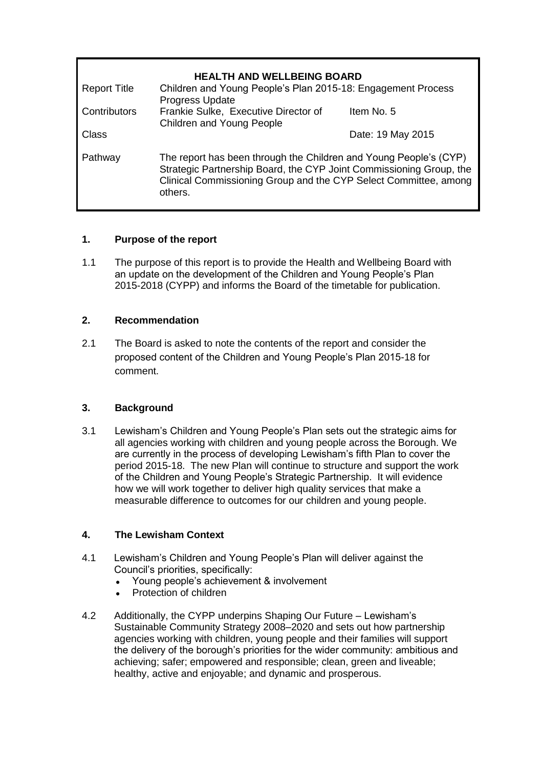| **HEALTH AND WELLBEING BOARD** | | |
|---|---|---|
| Report Title | Children and Young People's Plan 2015-18: Engagement Process Progress Update | |
| Contributors | Frankie Sulke, Executive Director of Children and Young People | Item No. 5 |
| Class | | Date: 19 May 2015 |
| Pathway | The report has been through the Children and Young People's (CYP) Strategic Partnership Board, the CYP Joint Commissioning Group, the Clinical Commissioning Group and the CYP Select Committee, among others. | |

## 1. Purpose of the report

1.1 The purpose of this report is to provide the Health and Wellbeing Board with an update on the development of the Children and Young People's Plan 2015-2018 (CYPP) and informs the Board of the timetable for publication.

## 2. Recommendation

2.1 The Board is asked to note the contents of the report and consider the proposed content of the Children and Young People's Plan 2015-18 for comment.

## 3. Background

3.1 Lewisham's Children and Young People's Plan sets out the strategic aims for all agencies working with children and young people across the Borough. We are currently in the process of developing Lewisham's fifth Plan to cover the period 2015-18. The new Plan will continue to structure and support the work of the Children and Young People's Strategic Partnership. It will evidence how we will work together to deliver high quality services that make a measurable difference to outcomes for our children and young people.

## 4. The Lewisham Context

4.1 Lewisham's Children and Young People's Plan will deliver against the Council's priorities, specifically:

- Young people's achievement & involvement
- Protection of children

4.2 Additionally, the CYPP underpins Shaping Our Future – Lewisham's Sustainable Community Strategy 2008–2020 and sets out how partnership agencies working with children, young people and their families will support the delivery of the borough's priorities for the wider community: ambitious and achieving; safer; empowered and responsible; clean, green and liveable; healthy, active and enjoyable; and dynamic and prosperous.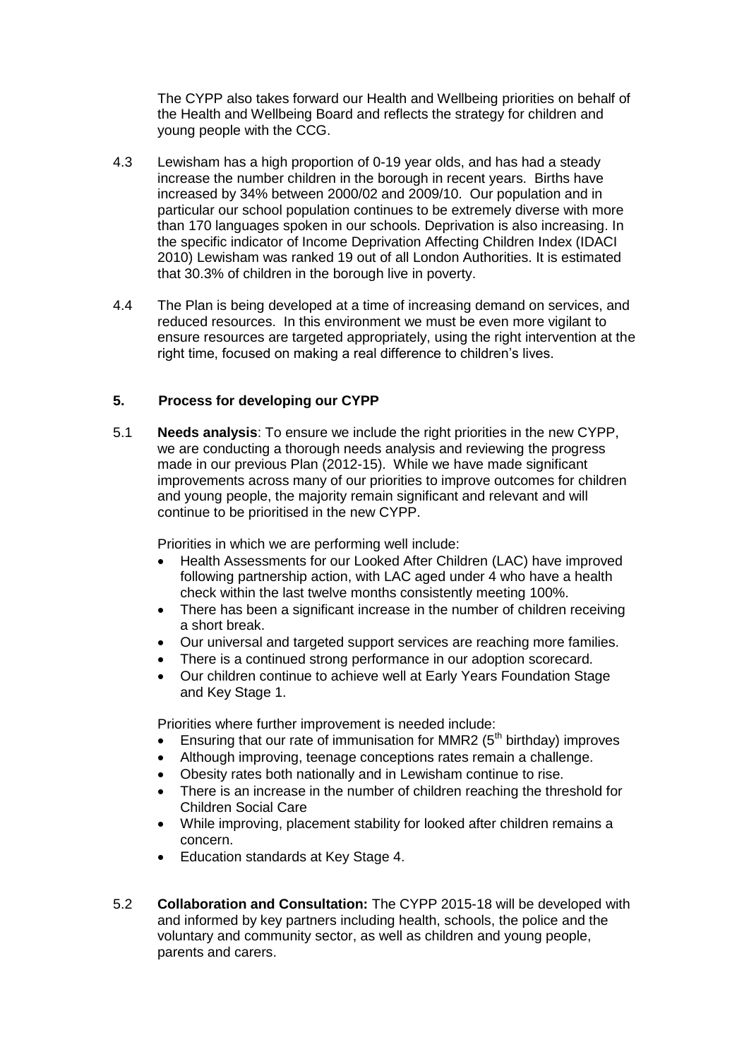The CYPP also takes forward our Health and Wellbeing priorities on behalf of the Health and Wellbeing Board and reflects the strategy for children and young people with the CCG.

4.3 Lewisham has a high proportion of 0-19 year olds, and has had a steady increase the number children in the borough in recent years. Births have increased by 34% between 2000/02 and 2009/10. Our population and in particular our school population continues to be extremely diverse with more than 170 languages spoken in our schools. Deprivation is also increasing. In the specific indicator of Income Deprivation Affecting Children Index (IDACI 2010) Lewisham was ranked 19 out of all London Authorities. It is estimated that 30.3% of children in the borough live in poverty.

4.4 The Plan is being developed at a time of increasing demand on services, and reduced resources. In this environment we must be even more vigilant to ensure resources are targeted appropriately, using the right intervention at the right time, focused on making a real difference to children's lives.

## 5. Process for developing our CYPP

5.1 **Needs analysis**: To ensure we include the right priorities in the new CYPP, we are conducting a thorough needs analysis and reviewing the progress made in our previous Plan (2012-15). While we have made significant improvements across many of our priorities to improve outcomes for children and young people, the majority remain significant and relevant and will continue to be prioritised in the new CYPP.

Priorities in which we are performing well include:

- Health Assessments for our Looked After Children (LAC) have improved following partnership action, with LAC aged under 4 who have a health check within the last twelve months consistently meeting 100%.
- There has been a significant increase in the number of children receiving a short break.
- Our universal and targeted support services are reaching more families.
- There is a continued strong performance in our adoption scorecard.
- Our children continue to achieve well at Early Years Foundation Stage and Key Stage 1.

Priorities where further improvement is needed include:

- Ensuring that our rate of immunisation for MMR2 (5th birthday) improves
- Although improving, teenage conceptions rates remain a challenge.
- Obesity rates both nationally and in Lewisham continue to rise.
- There is an increase in the number of children reaching the threshold for Children Social Care
- While improving, placement stability for looked after children remains a concern.
- Education standards at Key Stage 4.

5.2 **Collaboration and Consultation:** The CYPP 2015-18 will be developed with and informed by key partners including health, schools, the police and the voluntary and community sector, as well as children and young people, parents and carers.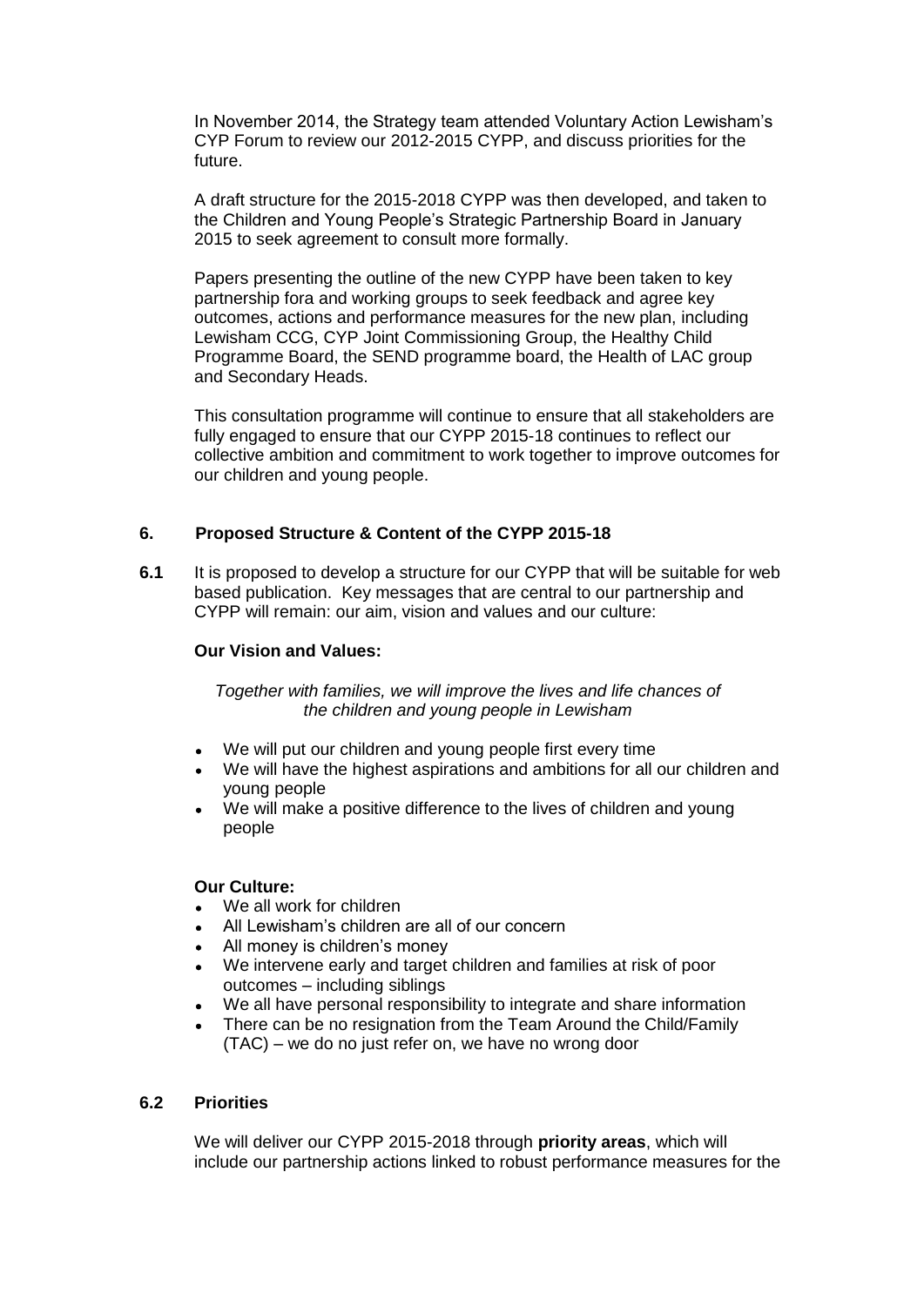In November 2014, the Strategy team attended Voluntary Action Lewisham's CYP Forum to review our 2012-2015 CYPP, and discuss priorities for the future.

A draft structure for the 2015-2018 CYPP was then developed, and taken to the Children and Young People's Strategic Partnership Board in January 2015 to seek agreement to consult more formally.

Papers presenting the outline of the new CYPP have been taken to key partnership fora and working groups to seek feedback and agree key outcomes, actions and performance measures for the new plan, including Lewisham CCG, CYP Joint Commissioning Group, the Healthy Child Programme Board, the SEND programme board, the Health of LAC group and Secondary Heads.

This consultation programme will continue to ensure that all stakeholders are fully engaged to ensure that our CYPP 2015-18 continues to reflect our collective ambition and commitment to work together to improve outcomes for our children and young people.

## 6. Proposed Structure & Content of the CYPP 2015-18

**6.1** It is proposed to develop a structure for our CYPP that will be suitable for web based publication. Key messages that are central to our partnership and CYPP will remain: our aim, vision and values and our culture:

**Our Vision and Values:**

*Together with families, we will improve the lives and life chances of the children and young people in Lewisham*

- We will put our children and young people first every time
- We will have the highest aspirations and ambitions for all our children and young people
- We will make a positive difference to the lives of children and young people

**Our Culture:**

- We all work for children
- All Lewisham's children are all of our concern
- All money is children's money
- We intervene early and target children and families at risk of poor outcomes – including siblings
- We all have personal responsibility to integrate and share information
- There can be no resignation from the Team Around the Child/Family (TAC) – we do no just refer on, we have no wrong door

### 6.2 Priorities

We will deliver our CYPP 2015-2018 through **priority areas**, which will include our partnership actions linked to robust performance measures for the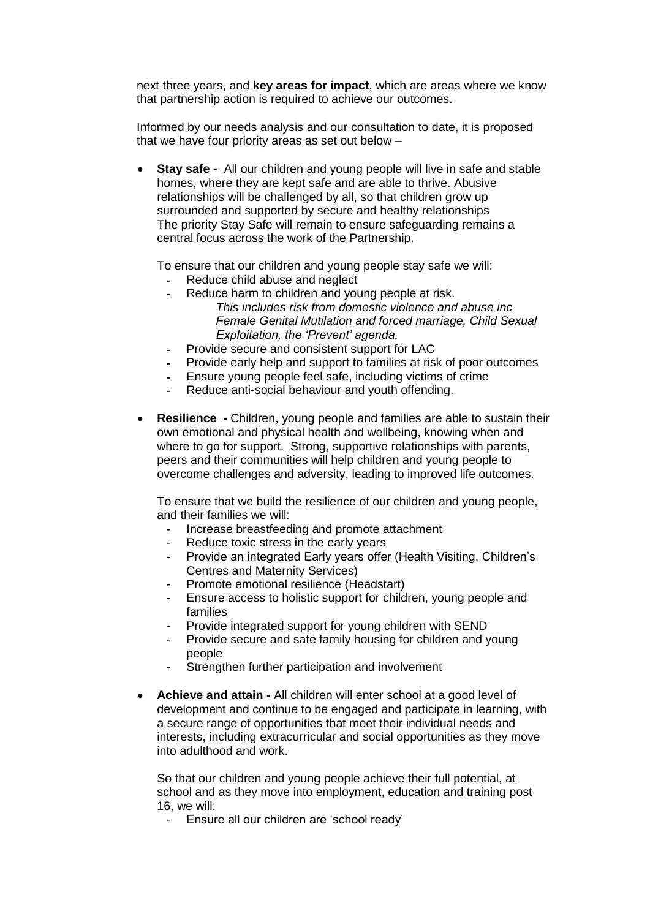next three years, and **key areas for impact**, which are areas where we know that partnership action is required to achieve our outcomes.

Informed by our needs analysis and our consultation to date, it is proposed that we have four priority areas as set out below –

- **Stay safe -** All our children and young people will live in safe and stable homes, where they are kept safe and are able to thrive. Abusive relationships will be challenged by all, so that children grow up surrounded and supported by secure and healthy relationships The priority Stay Safe will remain to ensure safeguarding remains a central focus across the work of the Partnership.

  To ensure that our children and young people stay safe we will:
  - Reduce child abuse and neglect
  - Reduce harm to children and young people at risk.
    *This includes risk from domestic violence and abuse inc Female Genital Mutilation and forced marriage, Child Sexual Exploitation, the 'Prevent' agenda.*
  - Provide secure and consistent support for LAC
  - Provide early help and support to families at risk of poor outcomes
  - Ensure young people feel safe, including victims of crime
  - Reduce anti-social behaviour and youth offending.

- **Resilience -** Children, young people and families are able to sustain their own emotional and physical health and wellbeing, knowing when and where to go for support. Strong, supportive relationships with parents, peers and their communities will help children and young people to overcome challenges and adversity, leading to improved life outcomes.

  To ensure that we build the resilience of our children and young people, and their families we will:
  - Increase breastfeeding and promote attachment
  - Reduce toxic stress in the early years
  - Provide an integrated Early years offer (Health Visiting, Children's Centres and Maternity Services)
  - Promote emotional resilience (Headstart)
  - Ensure access to holistic support for children, young people and families
  - Provide integrated support for young children with SEND
  - Provide secure and safe family housing for children and young people
  - Strengthen further participation and involvement

- **Achieve and attain -** All children will enter school at a good level of development and continue to be engaged and participate in learning, with a secure range of opportunities that meet their individual needs and interests, including extracurricular and social opportunities as they move into adulthood and work.

  So that our children and young people achieve their full potential, at school and as they move into employment, education and training post 16, we will:
  - Ensure all our children are 'school ready'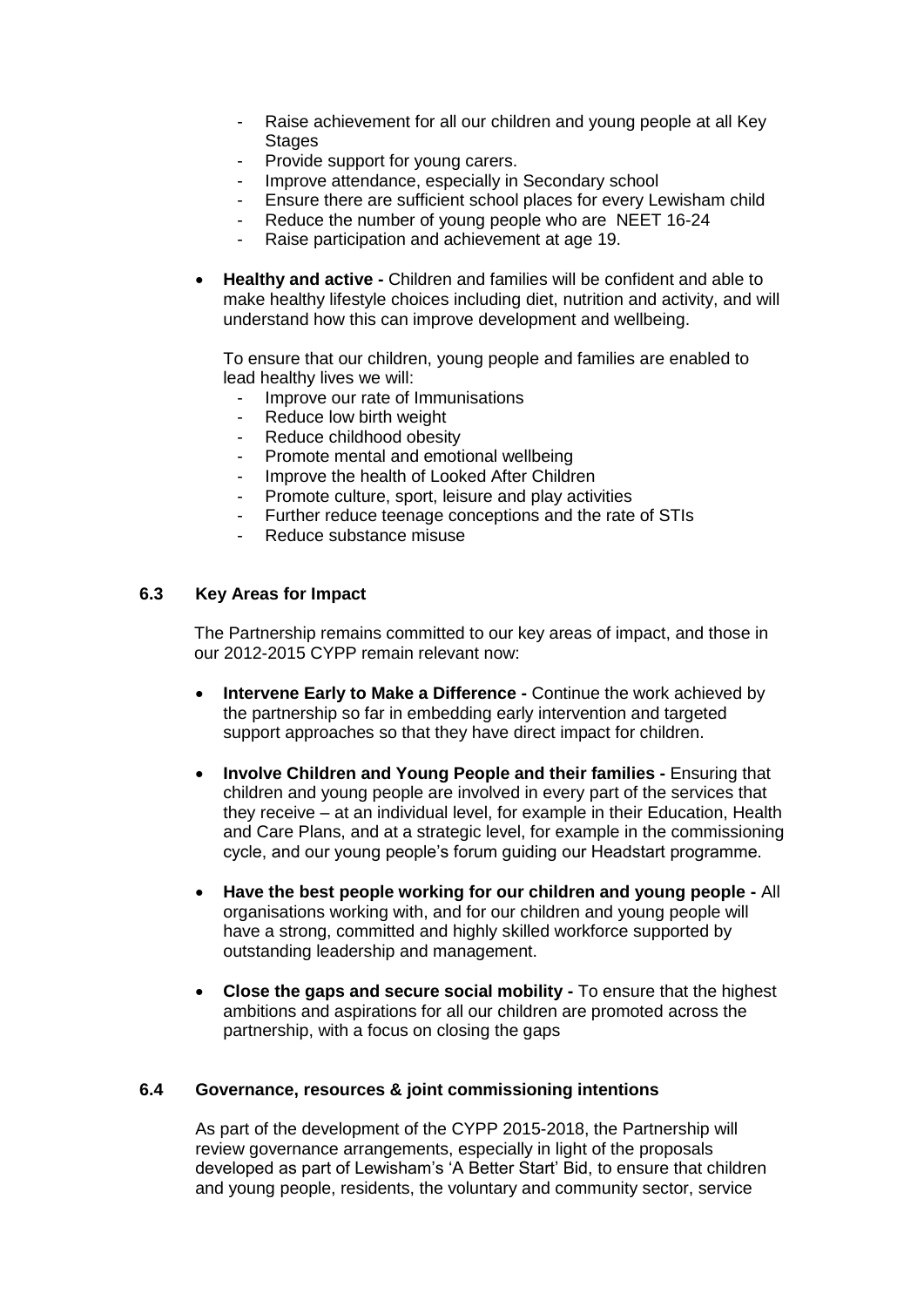- Raise achievement for all our children and young people at all Key Stages
- Provide support for young carers.
- Improve attendance, especially in Secondary school
- Ensure there are sufficient school places for every Lewisham child
- Reduce the number of young people who are NEET 16-24
- Raise participation and achievement at age 19.

- **Healthy and active -** Children and families will be confident and able to make healthy lifestyle choices including diet, nutrition and activity, and will understand how this can improve development and wellbeing.

  To ensure that our children, young people and families are enabled to lead healthy lives we will:
  - Improve our rate of Immunisations
  - Reduce low birth weight
  - Reduce childhood obesity
  - Promote mental and emotional wellbeing
  - Improve the health of Looked After Children
  - Promote culture, sport, leisure and play activities
  - Further reduce teenage conceptions and the rate of STIs
  - Reduce substance misuse

### 6.3 Key Areas for Impact

The Partnership remains committed to our key areas of impact, and those in our 2012-2015 CYPP remain relevant now:

- **Intervene Early to Make a Difference -** Continue the work achieved by the partnership so far in embedding early intervention and targeted support approaches so that they have direct impact for children.

- **Involve Children and Young People and their families -** Ensuring that children and young people are involved in every part of the services that they receive – at an individual level, for example in their Education, Health and Care Plans, and at a strategic level, for example in the commissioning cycle, and our young people's forum guiding our Headstart programme.

- **Have the best people working for our children and young people -** All organisations working with, and for our children and young people will have a strong, committed and highly skilled workforce supported by outstanding leadership and management.

- **Close the gaps and secure social mobility -** To ensure that the highest ambitions and aspirations for all our children are promoted across the partnership, with a focus on closing the gaps

### 6.4 Governance, resources & joint commissioning intentions

As part of the development of the CYPP 2015-2018, the Partnership will review governance arrangements, especially in light of the proposals developed as part of Lewisham's 'A Better Start' Bid, to ensure that children and young people, residents, the voluntary and community sector, service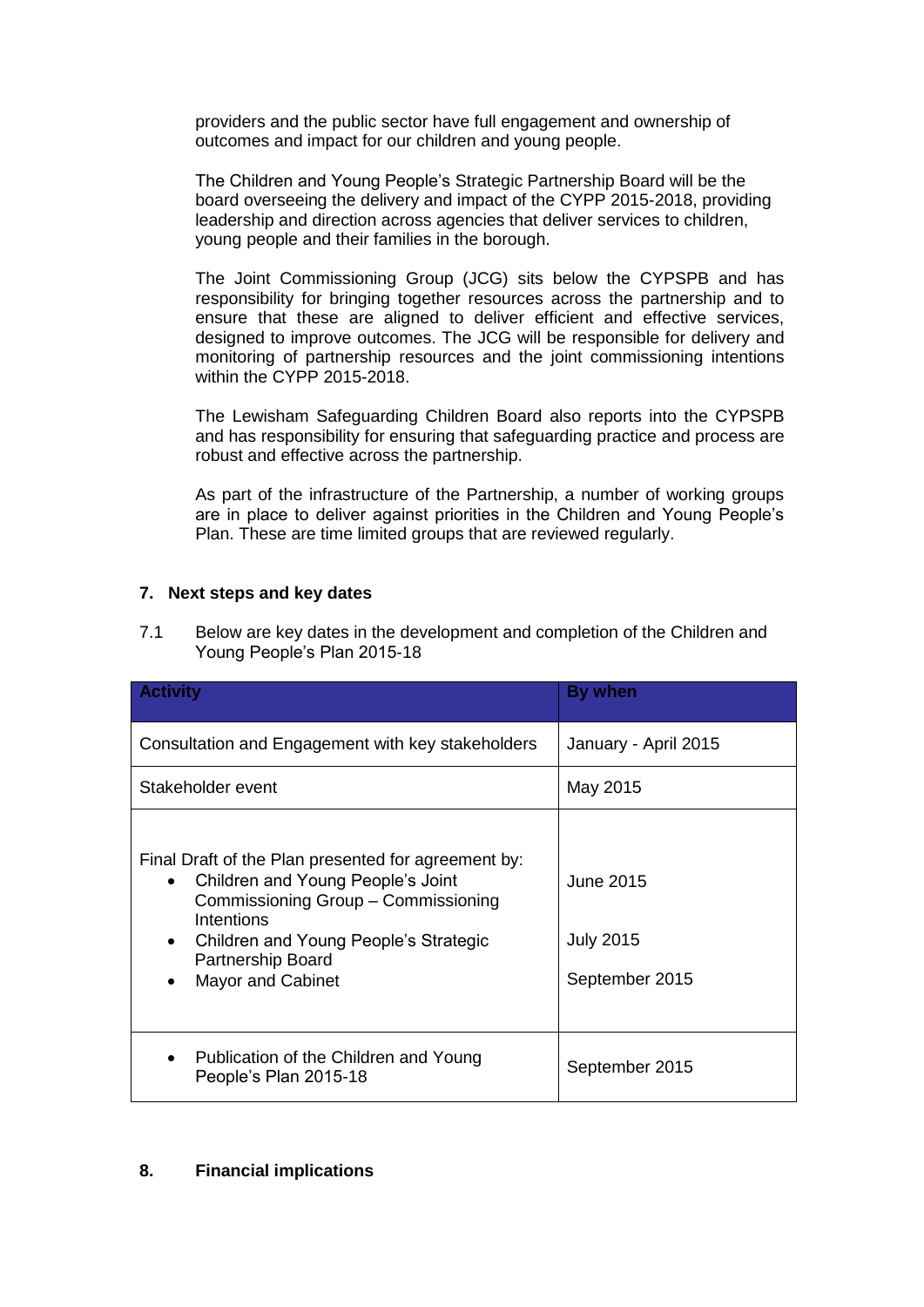providers and the public sector have full engagement and ownership of outcomes and impact for our children and young people.

The Children and Young People's Strategic Partnership Board will be the board overseeing the delivery and impact of the CYPP 2015-2018, providing leadership and direction across agencies that deliver services to children, young people and their families in the borough.

The Joint Commissioning Group (JCG) sits below the CYPSPB and has responsibility for bringing together resources across the partnership and to ensure that these are aligned to deliver efficient and effective services, designed to improve outcomes. The JCG will be responsible for delivery and monitoring of partnership resources and the joint commissioning intentions within the CYPP 2015-2018.

The Lewisham Safeguarding Children Board also reports into the CYPSPB and has responsibility for ensuring that safeguarding practice and process are robust and effective across the partnership.

As part of the infrastructure of the Partnership, a number of working groups are in place to deliver against priorities in the Children and Young People's Plan. These are time limited groups that are reviewed regularly.

## 7. Next steps and key dates

7.1 Below are key dates in the development and completion of the Children and Young People's Plan 2015-18

| Activity | By when |
|---|---|
| Consultation and Engagement with key stakeholders | January - April 2015 |
| Stakeholder event | May 2015 |
| Final Draft of the Plan presented for agreement by:<br>• Children and Young People's Joint Commissioning Group – Commissioning Intentions<br>• Children and Young People's Strategic Partnership Board<br>• Mayor and Cabinet | June 2015<br>July 2015<br>September 2015 |
| • Publication of the Children and Young People's Plan 2015-18 | September 2015 |

## 8. Financial implications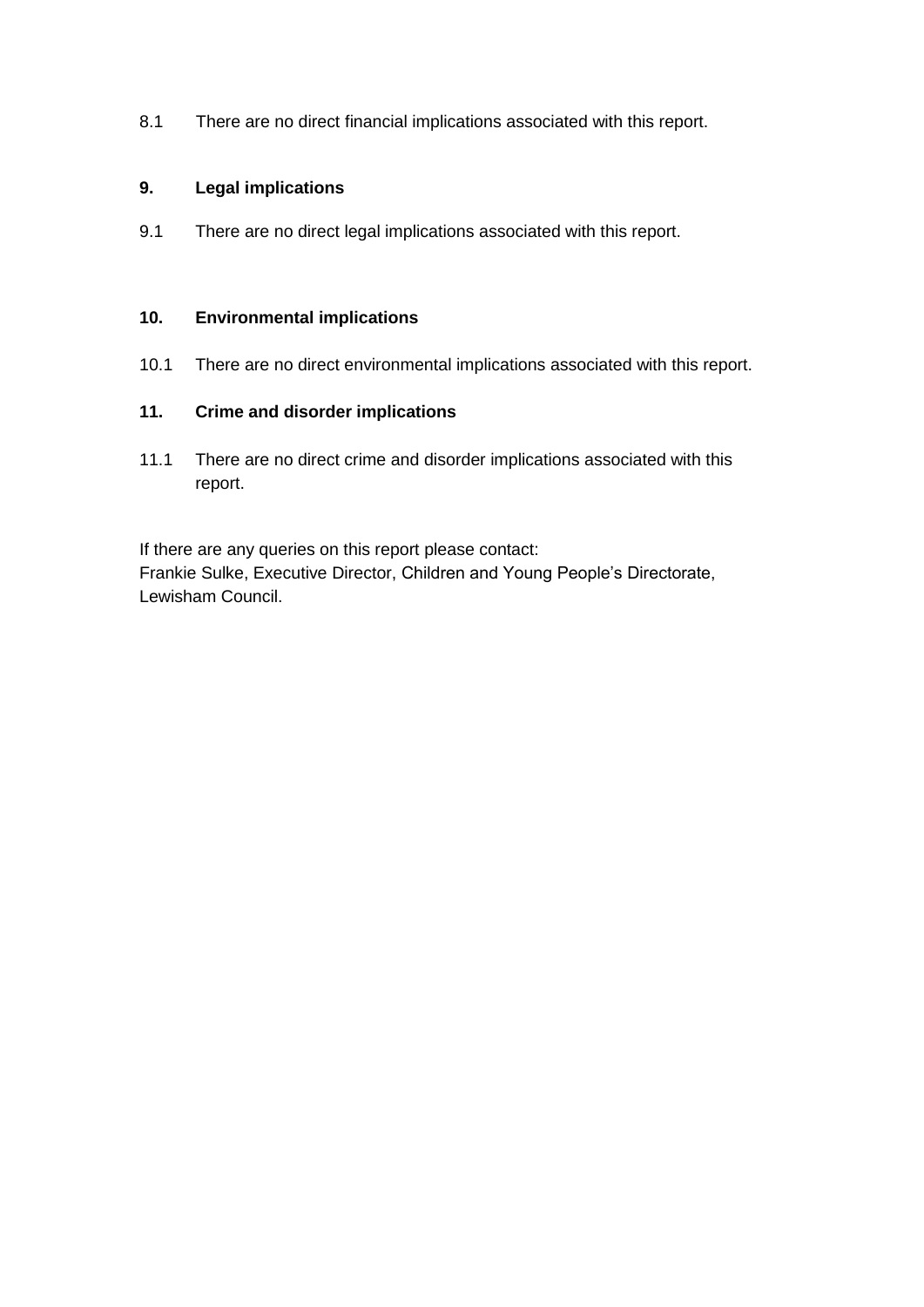8.1 There are no direct financial implications associated with this report.

## 9. Legal implications

9.1 There are no direct legal implications associated with this report.

## 10. Environmental implications

10.1 There are no direct environmental implications associated with this report.

## 11. Crime and disorder implications

11.1 There are no direct crime and disorder implications associated with this report.

If there are any queries on this report please contact:
Frankie Sulke, Executive Director, Children and Young People's Directorate, Lewisham Council.